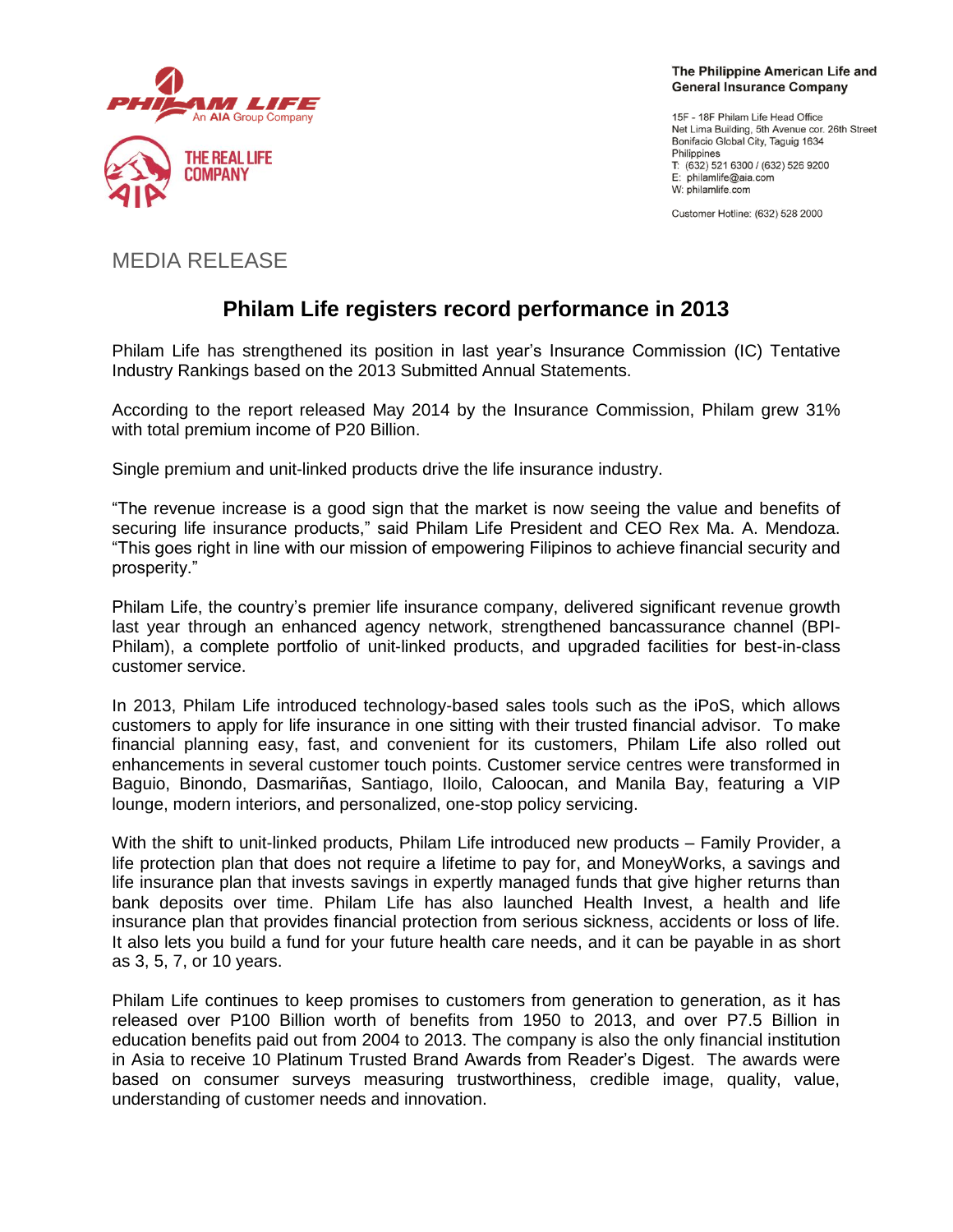The Philippine American Life and General Insurance Company

15F - 18F Philam Life Head Office
Net Lima Building, 5th Avenue cor. 26th Street
Bonifacio Global City, Taguig 1634
Philippines
T: (632) 521 6300 / (632) 526 9200
E: philamlife@aia.com
W: philamlife.com

Customer Hotline: (632) 528 2000

MEDIA RELEASE

# Philam Life registers record performance in 2013

Philam Life has strengthened its position in last year's Insurance Commission (IC) Tentative Industry Rankings based on the 2013 Submitted Annual Statements.

According to the report released May 2014 by the Insurance Commission, Philam grew 31% with total premium income of P20 Billion.

Single premium and unit-linked products drive the life insurance industry.

"The revenue increase is a good sign that the market is now seeing the value and benefits of securing life insurance products," said Philam Life President and CEO Rex Ma. A. Mendoza. "This goes right in line with our mission of empowering Filipinos to achieve financial security and prosperity."

Philam Life, the country's premier life insurance company, delivered significant revenue growth last year through an enhanced agency network, strengthened bancassurance channel (BPI-Philam), a complete portfolio of unit-linked products, and upgraded facilities for best-in-class customer service.

In 2013, Philam Life introduced technology-based sales tools such as the iPoS, which allows customers to apply for life insurance in one sitting with their trusted financial advisor. To make financial planning easy, fast, and convenient for its customers, Philam Life also rolled out enhancements in several customer touch points. Customer service centres were transformed in Baguio, Binondo, Dasmariñas, Santiago, Iloilo, Caloocan, and Manila Bay, featuring a VIP lounge, modern interiors, and personalized, one-stop policy servicing.

With the shift to unit-linked products, Philam Life introduced new products – Family Provider, a life protection plan that does not require a lifetime to pay for, and MoneyWorks, a savings and life insurance plan that invests savings in expertly managed funds that give higher returns than bank deposits over time. Philam Life has also launched Health Invest, a health and life insurance plan that provides financial protection from serious sickness, accidents or loss of life. It also lets you build a fund for your future health care needs, and it can be payable in as short as 3, 5, 7, or 10 years.

Philam Life continues to keep promises to customers from generation to generation, as it has released over P100 Billion worth of benefits from 1950 to 2013, and over P7.5 Billion in education benefits paid out from 2004 to 2013. The company is also the only financial institution in Asia to receive 10 Platinum Trusted Brand Awards from Reader's Digest. The awards were based on consumer surveys measuring trustworthiness, credible image, quality, value, understanding of customer needs and innovation.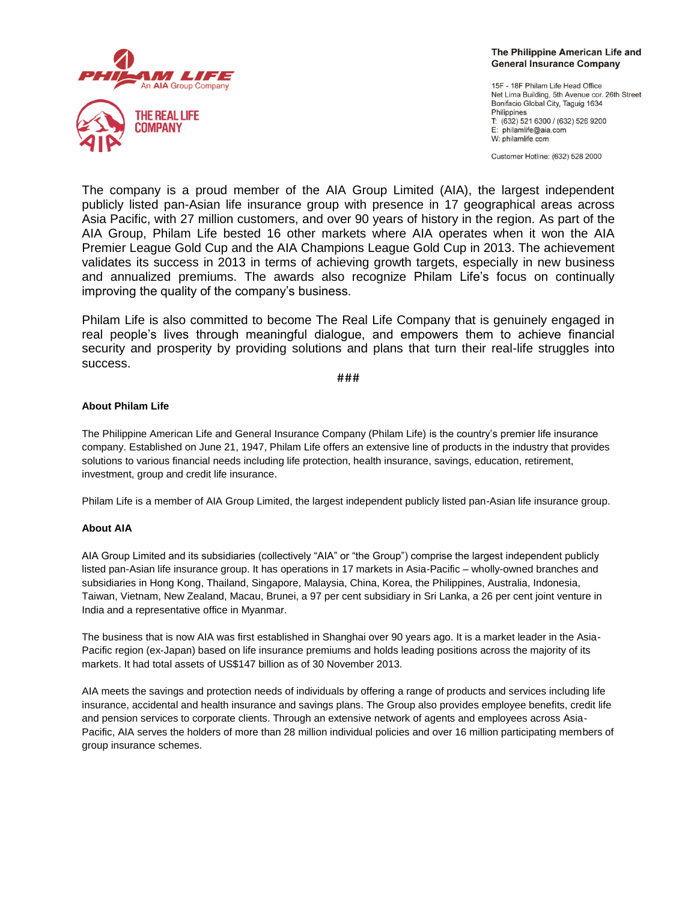The Philippine American Life and General Insurance Company

15F - 18F Philam Life Head Office
Net Lima Building, 5th Avenue cor. 26th Street
Bonifacio Global City, Taguig 1634
Philippines
T: (632) 521 6300 / (632) 526 9200
E: philamlife@aia.com
W: philamlife.com

Customer Hotline: (632) 528 2000

The company is a proud member of the AIA Group Limited (AIA), the largest independent publicly listed pan-Asian life insurance group with presence in 17 geographical areas across Asia Pacific, with 27 million customers, and over 90 years of history in the region. As part of the AIA Group, Philam Life bested 16 other markets where AIA operates when it won the AIA Premier League Gold Cup and the AIA Champions League Gold Cup in 2013. The achievement validates its success in 2013 in terms of achieving growth targets, especially in new business and annualized premiums. The awards also recognize Philam Life's focus on continually improving the quality of the company's business.

Philam Life is also committed to become The Real Life Company that is genuinely engaged in real people's lives through meaningful dialogue, and empowers them to achieve financial security and prosperity by providing solutions and plans that turn their real-life struggles into success.

###

**About Philam Life**

The Philippine American Life and General Insurance Company (Philam Life) is the country's premier life insurance company. Established on June 21, 1947, Philam Life offers an extensive line of products in the industry that provides solutions to various financial needs including life protection, health insurance, savings, education, retirement, investment, group and credit life insurance.

Philam Life is a member of AIA Group Limited, the largest independent publicly listed pan-Asian life insurance group.

**About AIA**

AIA Group Limited and its subsidiaries (collectively "AIA" or "the Group") comprise the largest independent publicly listed pan-Asian life insurance group. It has operations in 17 markets in Asia-Pacific – wholly-owned branches and subsidiaries in Hong Kong, Thailand, Singapore, Malaysia, China, Korea, the Philippines, Australia, Indonesia, Taiwan, Vietnam, New Zealand, Macau, Brunei, a 97 per cent subsidiary in Sri Lanka, a 26 per cent joint venture in India and a representative office in Myanmar.

The business that is now AIA was first established in Shanghai over 90 years ago. It is a market leader in the Asia-Pacific region (ex-Japan) based on life insurance premiums and holds leading positions across the majority of its markets. It had total assets of US$147 billion as of 30 November 2013.

AIA meets the savings and protection needs of individuals by offering a range of products and services including life insurance, accidental and health insurance and savings plans. The Group also provides employee benefits, credit life and pension services to corporate clients. Through an extensive network of agents and employees across Asia-Pacific, AIA serves the holders of more than 28 million individual policies and over 16 million participating members of group insurance schemes.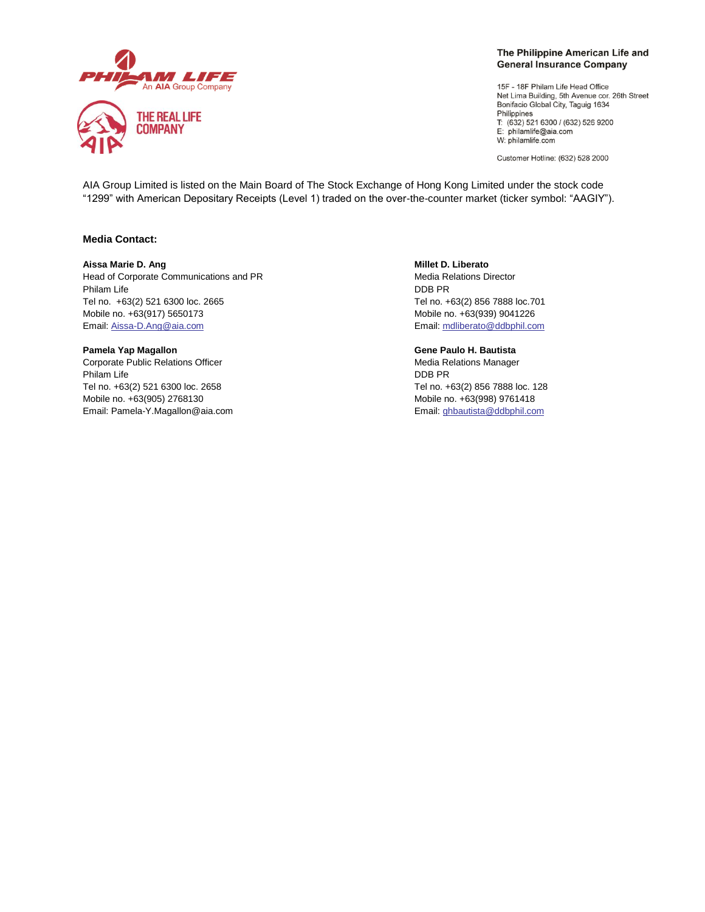The Philippine American Life and General Insurance Company

15F - 18F Philam Life Head Office
Net Lima Building, 5th Avenue cor. 26th Street
Bonifacio Global City, Taguig 1634
Philippines
T: (632) 521 6300 / (632) 526 9200
E: philamlife@aia.com
W: philamlife.com

Customer Hotline: (632) 528 2000

AIA Group Limited is listed on the Main Board of The Stock Exchange of Hong Kong Limited under the stock code "1299" with American Depositary Receipts (Level 1) traded on the over-the-counter market (ticker symbol: "AAGIY").

**Media Contact:**

**Aissa Marie D. Ang**
Head of Corporate Communications and PR
Philam Life
Tel no. +63(2) 521 6300 loc. 2665
Mobile no. +63(917) 5650173
Email: Aissa-D.Ang@aia.com

**Pamela Yap Magallon**
Corporate Public Relations Officer
Philam Life
Tel no. +63(2) 521 6300 loc. 2658
Mobile no. +63(905) 2768130
Email: Pamela-Y.Magallon@aia.com

**Millet D. Liberato**
Media Relations Director
DDB PR
Tel no. +63(2) 856 7888 loc.701
Mobile no. +63(939) 9041226
Email: mdliberato@ddbphil.com

**Gene Paulo H. Bautista**
Media Relations Manager
DDB PR
Tel no. +63(2) 856 7888 loc. 128
Mobile no. +63(998) 9761418
Email: ghbautista@ddbphil.com